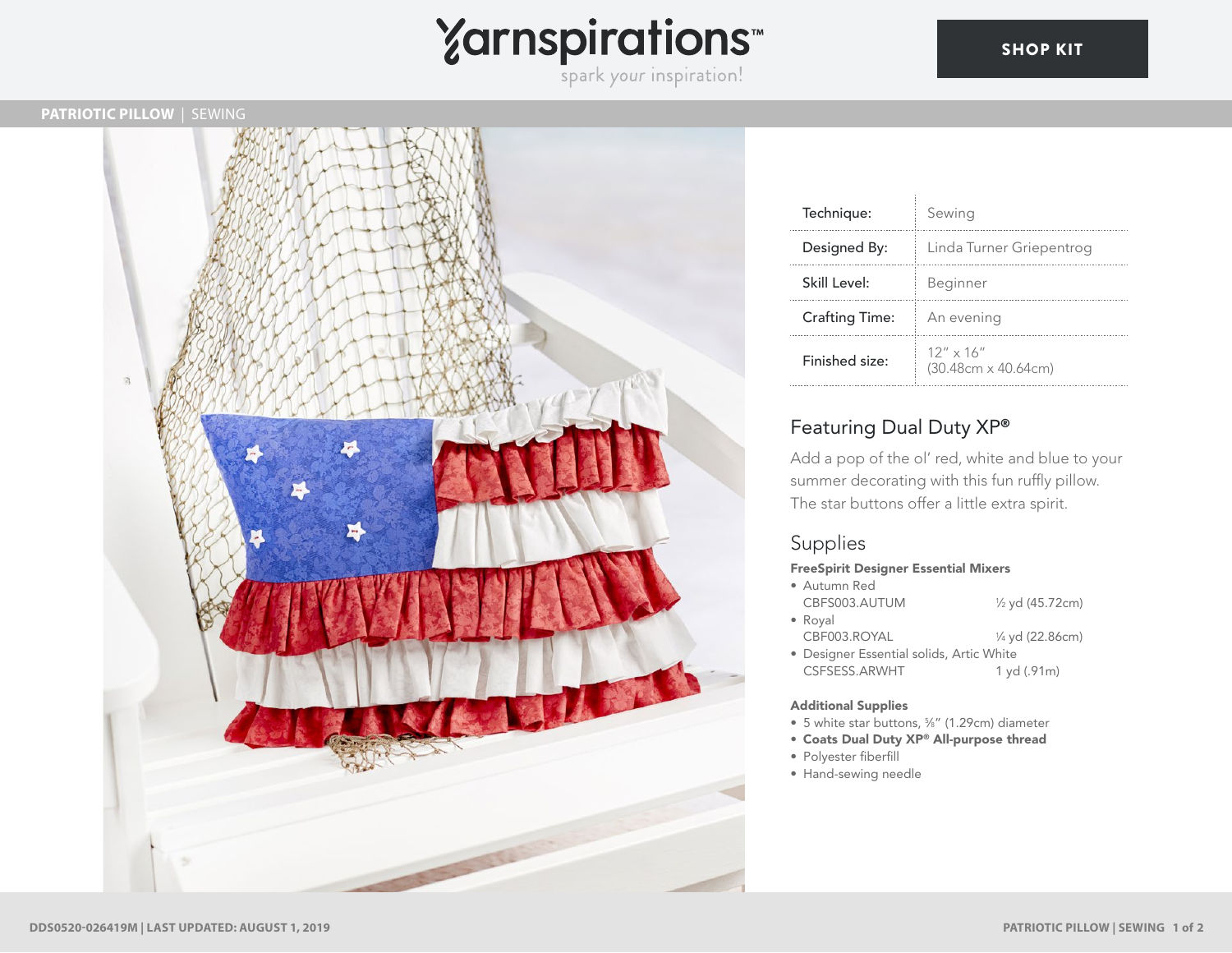Yarnspirations™ — spark your inspiration!

SHOP KIT

**PATRIOTIC PILLOW** | SEWING

| Technique: | Sewing |
|---|---|
| Designed By: | Linda Turner Griepentrog |
| Skill Level: | Beginner |
| Crafting Time: | An evening |
| Finished size: | 12" x 16" (30.48cm x 40.64cm) |

## Featuring Dual Duty XP®

Add a pop of the ol' red, white and blue to your summer decorating with this fun ruffly pillow. The star buttons offer a little extra spirit.

## Supplies

**FreeSpirit Designer Essential Mixers**

- Autumn Red
  CBFS003.AUTUM — ½ yd (45.72cm)
- Royal
  CBF003.ROYAL — ¼ yd (22.86cm)
- Designer Essential solids, Artic White
  CSFSESS.ARWHT — 1 yd (.91m)

**Additional Supplies**

- 5 white star buttons, ⅝" (1.29cm) diameter
- **Coats Dual Duty XP® All-purpose thread**
- Polyester fiberfill
- Hand-sewing needle

DDS0520-026419M | LAST UPDATED: AUGUST 1, 2019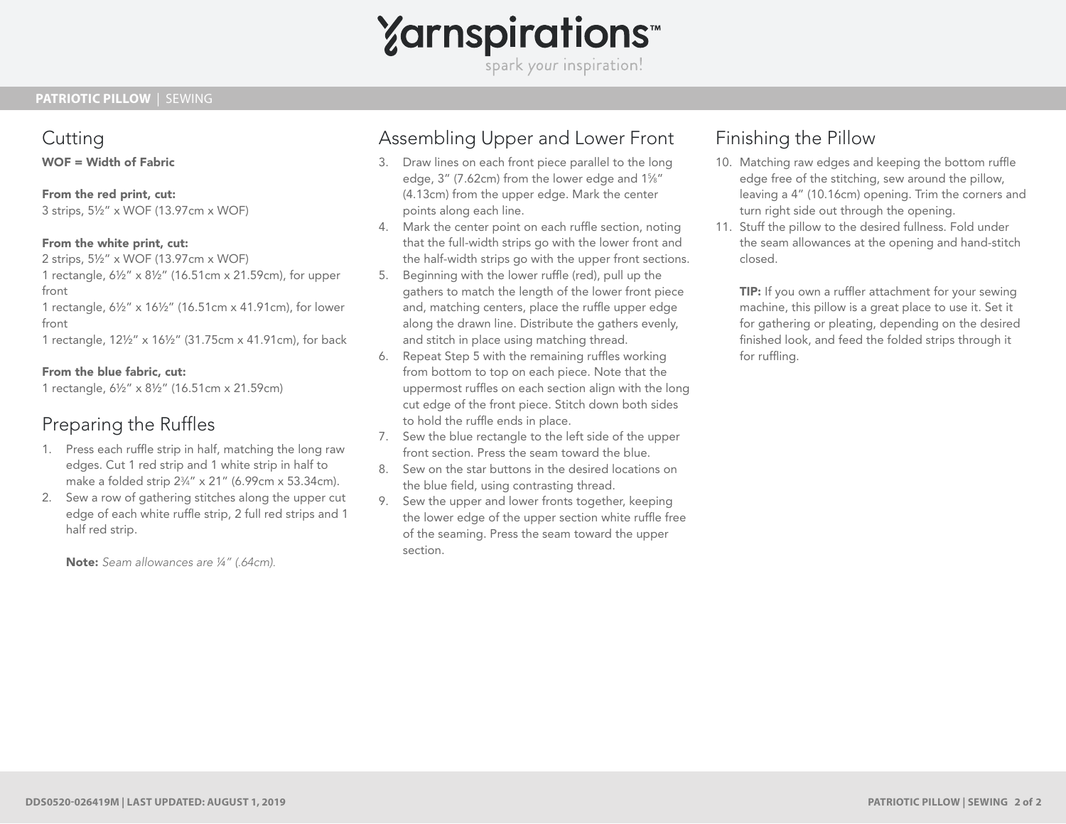## Cutting

**WOF = Width of Fabric**

**From the red print, cut:**
3 strips, 5½" x WOF (13.97cm x WOF)

**From the white print, cut:**
2 strips, 5½" x WOF (13.97cm x WOF)
1 rectangle, 6½" x 8½" (16.51cm x 21.59cm), for upper front
1 rectangle, 6½" x 16½" (16.51cm x 41.91cm), for lower front
1 rectangle, 12½" x 16½" (31.75cm x 41.91cm), for back

**From the blue fabric, cut:**
1 rectangle, 6½" x 8½" (16.51cm x 21.59cm)

## Preparing the Ruffles

1. Press each ruffle strip in half, matching the long raw edges. Cut 1 red strip and 1 white strip in half to make a folded strip 2¾" x 21" (6.99cm x 53.34cm).
2. Sew a row of gathering stitches along the upper cut edge of each white ruffle strip, 2 full red strips and 1 half red strip.

   **Note:** *Seam allowances are ¼" (.64cm).*

## Assembling Upper and Lower Front

3. Draw lines on each front piece parallel to the long edge, 3" (7.62cm) from the lower edge and 1⅝" (4.13cm) from the upper edge. Mark the center points along each line.
4. Mark the center point on each ruffle section, noting that the full-width strips go with the lower front and the half-width strips go with the upper front sections.
5. Beginning with the lower ruffle (red), pull up the gathers to match the length of the lower front piece and, matching centers, place the ruffle upper edge along the drawn line. Distribute the gathers evenly, and stitch in place using matching thread.
6. Repeat Step 5 with the remaining ruffles working from bottom to top on each piece. Note that the uppermost ruffles on each section align with the long cut edge of the front piece. Stitch down both sides to hold the ruffle ends in place.
7. Sew the blue rectangle to the left side of the upper front section. Press the seam toward the blue.
8. Sew on the star buttons in the desired locations on the blue field, using contrasting thread.
9. Sew the upper and lower fronts together, keeping the lower edge of the upper section white ruffle free of the seaming. Press the seam toward the upper section.

## Finishing the Pillow

10. Matching raw edges and keeping the bottom ruffle edge free of the stitching, sew around the pillow, leaving a 4" (10.16cm) opening. Trim the corners and turn right side out through the opening.
11. Stuff the pillow to the desired fullness. Fold under the seam allowances at the opening and hand-stitch closed.

    **TIP:** If you own a ruffler attachment for your sewing machine, this pillow is a great place to use it. Set it for gathering or pleating, depending on the desired finished look, and feed the folded strips through it for ruffling.

DDS0520-026419M | LAST UPDATED: AUGUST 1, 2019